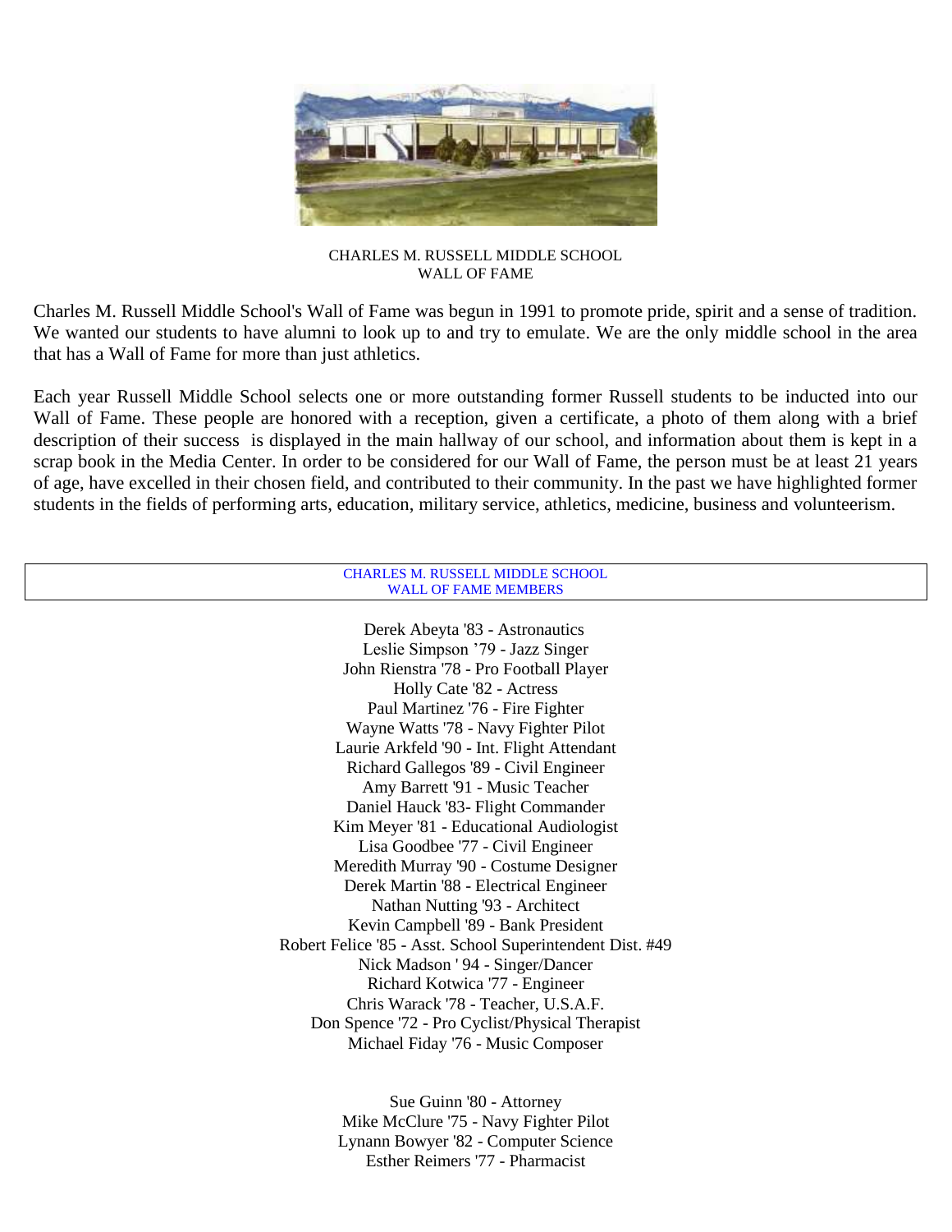CHARLES M. RUSSELL MIDDLE SCHOOL
WALL OF FAME

Charles M. Russell Middle School's Wall of Fame was begun in 1991 to promote pride, spirit and a sense of tradition. We wanted our students to have alumni to look up to and try to emulate. We are the only middle school in the area that has a Wall of Fame for more than just athletics.

Each year Russell Middle School selects one or more outstanding former Russell students to be inducted into our Wall of Fame. These people are honored with a reception, given a certificate, a photo of them along with a brief description of their success is displayed in the main hallway of our school, and information about them is kept in a scrap book in the Media Center. In order to be considered for our Wall of Fame, the person must be at least 21 years of age, have excelled in their chosen field, and contributed to their community. In the past we have highlighted former students in the fields of performing arts, education, military service, athletics, medicine, business and volunteerism.

## CHARLES M. RUSSELL MIDDLE SCHOOL WALL OF FAME MEMBERS

Derek Abeyta '83 - Astronautics
Leslie Simpson '79 - Jazz Singer
John Rienstra '78 - Pro Football Player
Holly Cate '82 - Actress
Paul Martinez '76 - Fire Fighter
Wayne Watts '78 - Navy Fighter Pilot
Laurie Arkfeld '90 - Int. Flight Attendant
Richard Gallegos '89 - Civil Engineer
Amy Barrett '91 - Music Teacher
Daniel Hauck '83- Flight Commander
Kim Meyer '81 - Educational Audiologist
Lisa Goodbee '77 - Civil Engineer
Meredith Murray '90 - Costume Designer
Derek Martin '88 - Electrical Engineer
Nathan Nutting '93 - Architect
Kevin Campbell '89 - Bank President
Robert Felice '85 - Asst. School Superintendent Dist. #49
Nick Madson ' 94 - Singer/Dancer
Richard Kotwica '77 - Engineer
Chris Warack '78 - Teacher, U.S.A.F.
Don Spence '72 - Pro Cyclist/Physical Therapist
Michael Fiday '76 - Music Composer

Sue Guinn '80 - Attorney
Mike McClure '75 - Navy Fighter Pilot
Lynann Bowyer '82 - Computer Science
Esther Reimers '77 - Pharmacist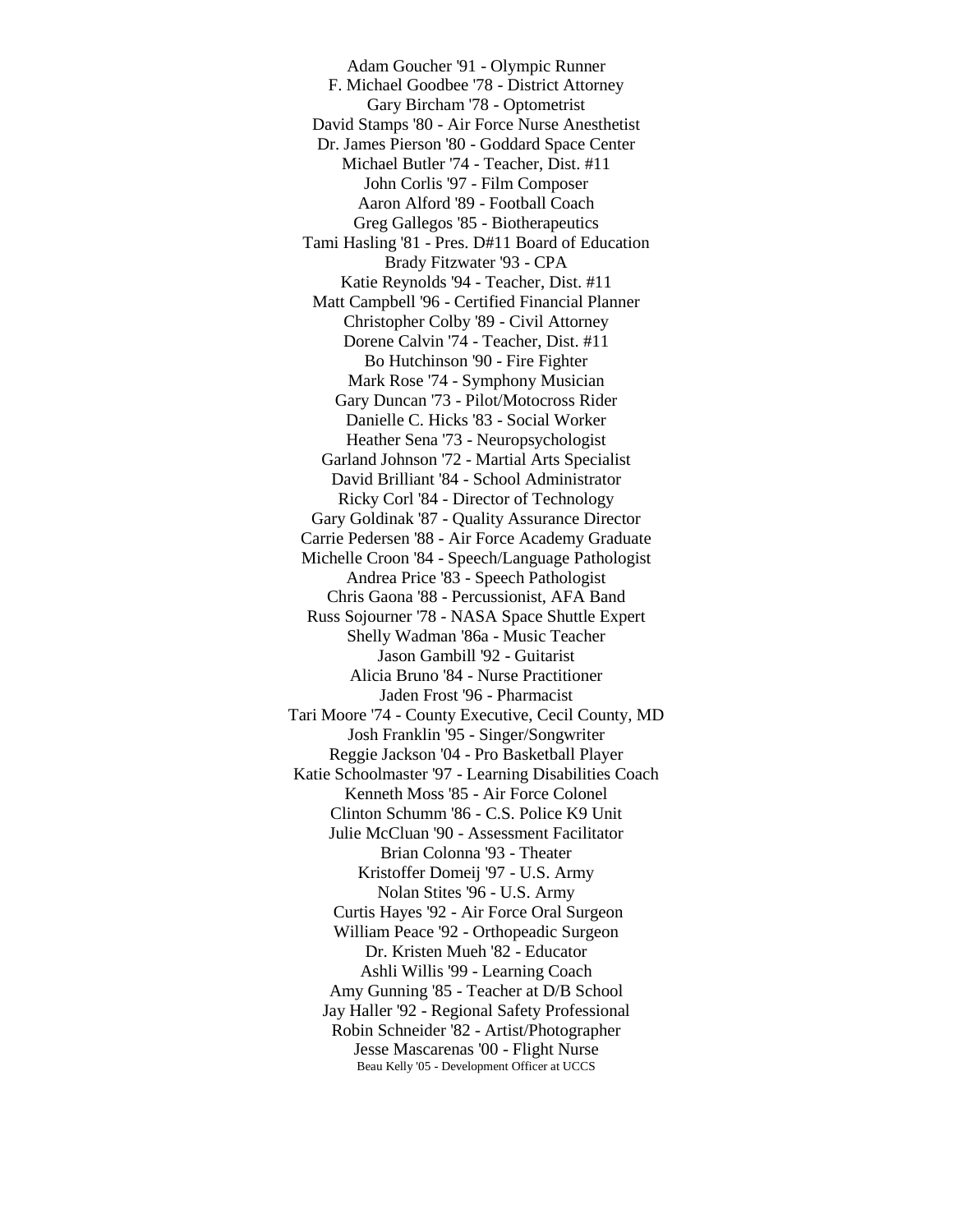Adam Goucher '91 - Olympic Runner
F. Michael Goodbee '78 - District Attorney
Gary Bircham '78 - Optometrist
David Stamps '80 - Air Force Nurse Anesthetist
Dr. James Pierson '80 - Goddard Space Center
Michael Butler '74 - Teacher, Dist. #11
John Corlis '97 - Film Composer
Aaron Alford '89 - Football Coach
Greg Gallegos '85 - Biotherapeutics
Tami Hasling '81 - Pres. D#11 Board of Education
Brady Fitzwater '93 - CPA
Katie Reynolds '94 - Teacher, Dist. #11
Matt Campbell '96 - Certified Financial Planner
Christopher Colby '89 - Civil Attorney
Dorene Calvin '74 - Teacher, Dist. #11
Bo Hutchinson '90 - Fire Fighter
Mark Rose '74 - Symphony Musician
Gary Duncan '73 - Pilot/Motocross Rider
Danielle C. Hicks '83 - Social Worker
Heather Sena '73 - Neuropsychologist
Garland Johnson '72 - Martial Arts Specialist
David Brilliant '84 - School Administrator
Ricky Corl '84 - Director of Technology
Gary Goldinak '87 - Quality Assurance Director
Carrie Pedersen '88 - Air Force Academy Graduate
Michelle Croon '84 - Speech/Language Pathologist
Andrea Price '83 - Speech Pathologist
Chris Gaona '88 - Percussionist, AFA Band
Russ Sojourner '78 - NASA Space Shuttle Expert
Shelly Wadman '86a - Music Teacher
Jason Gambill '92 - Guitarist
Alicia Bruno '84 - Nurse Practitioner
Jaden Frost '96 - Pharmacist
Tari Moore '74 - County Executive, Cecil County, MD
Josh Franklin '95 - Singer/Songwriter
Reggie Jackson '04 - Pro Basketball Player
Katie Schoolmaster '97 - Learning Disabilities Coach
Kenneth Moss '85 - Air Force Colonel
Clinton Schumm '86 - C.S. Police K9 Unit
Julie McCluan '90 - Assessment Facilitator
Brian Colonna '93 - Theater
Kristoffer Domeij '97 - U.S. Army
Nolan Stites '96 - U.S. Army
Curtis Hayes '92 - Air Force Oral Surgeon
William Peace '92 - Orthopeadic Surgeon
Dr. Kristen Mueh '82 - Educator
Ashli Willis '99 - Learning Coach
Amy Gunning '85 - Teacher at D/B School
Jay Haller '92 - Regional Safety Professional
Robin Schneider '82 - Artist/Photographer
Jesse Mascarenas '00 - Flight Nurse
Beau Kelly '05 - Development Officer at UCCS